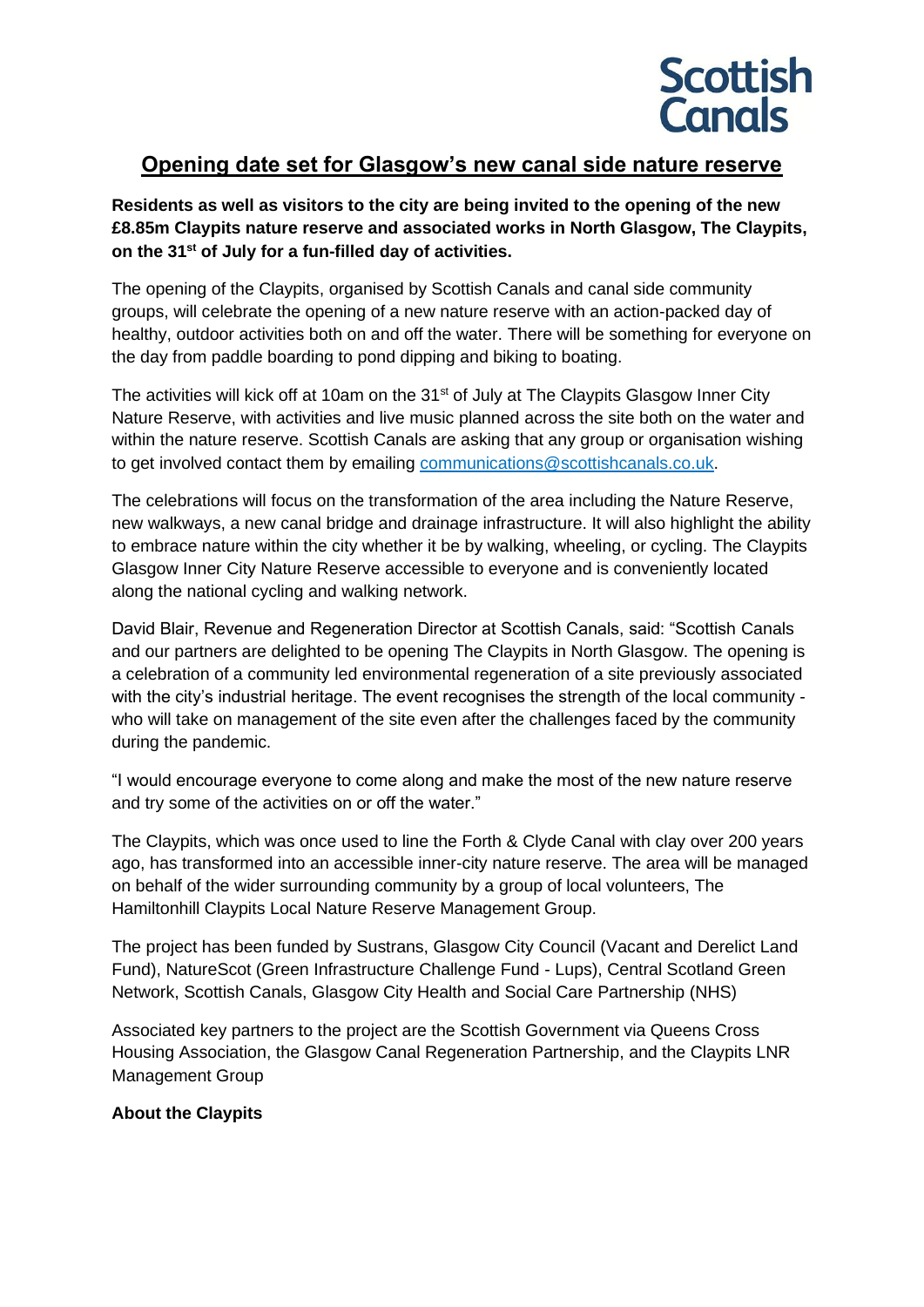Scottish Canals

# Opening date set for Glasgow's new canal side nature reserve

**Residents as well as visitors to the city are being invited to the opening of the new £8.85m Claypits nature reserve and associated works in North Glasgow, The Claypits, on the 31st of July for a fun-filled day of activities.**

The opening of the Claypits, organised by Scottish Canals and canal side community groups, will celebrate the opening of a new nature reserve with an action-packed day of healthy, outdoor activities both on and off the water. There will be something for everyone on the day from paddle boarding to pond dipping and biking to boating.

The activities will kick off at 10am on the 31st of July at The Claypits Glasgow Inner City Nature Reserve, with activities and live music planned across the site both on the water and within the nature reserve. Scottish Canals are asking that any group or organisation wishing to get involved contact them by emailing communications@scottishcanals.co.uk.

The celebrations will focus on the transformation of the area including the Nature Reserve, new walkways, a new canal bridge and drainage infrastructure. It will also highlight the ability to embrace nature within the city whether it be by walking, wheeling, or cycling. The Claypits Glasgow Inner City Nature Reserve accessible to everyone and is conveniently located along the national cycling and walking network.

David Blair, Revenue and Regeneration Director at Scottish Canals, said: "Scottish Canals and our partners are delighted to be opening The Claypits in North Glasgow. The opening is a celebration of a community led environmental regeneration of a site previously associated with the city's industrial heritage. The event recognises the strength of the local community - who will take on management of the site even after the challenges faced by the community during the pandemic.

"I would encourage everyone to come along and make the most of the new nature reserve and try some of the activities on or off the water."

The Claypits, which was once used to line the Forth & Clyde Canal with clay over 200 years ago, has transformed into an accessible inner-city nature reserve. The area will be managed on behalf of the wider surrounding community by a group of local volunteers, The Hamiltonhill Claypits Local Nature Reserve Management Group.

The project has been funded by Sustrans, Glasgow City Council (Vacant and Derelict Land Fund), NatureScot (Green Infrastructure Challenge Fund - Lups), Central Scotland Green Network, Scottish Canals, Glasgow City Health and Social Care Partnership (NHS)

Associated key partners to the project are the Scottish Government via Queens Cross Housing Association, the Glasgow Canal Regeneration Partnership, and the Claypits LNR Management Group

**About the Claypits**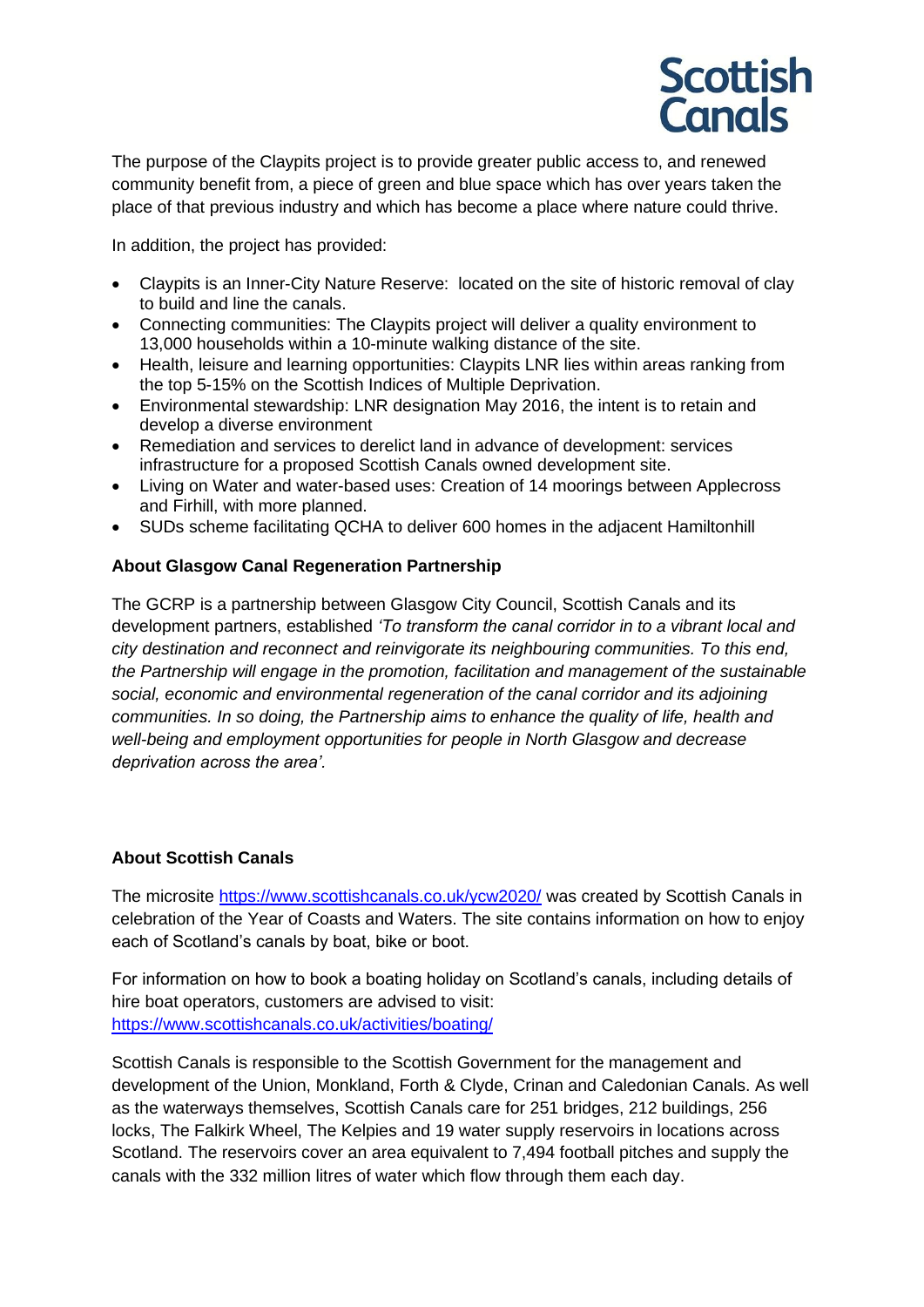The purpose of the Claypits project is to provide greater public access to, and renewed community benefit from, a piece of green and blue space which has over years taken the place of that previous industry and which has become a place where nature could thrive.

In addition, the project has provided:

- Claypits is an Inner-City Nature Reserve: located on the site of historic removal of clay to build and line the canals.
- Connecting communities: The Claypits project will deliver a quality environment to 13,000 households within a 10-minute walking distance of the site.
- Health, leisure and learning opportunities: Claypits LNR lies within areas ranking from the top 5-15% on the Scottish Indices of Multiple Deprivation.
- Environmental stewardship: LNR designation May 2016, the intent is to retain and develop a diverse environment
- Remediation and services to derelict land in advance of development: services infrastructure for a proposed Scottish Canals owned development site.
- Living on Water and water-based uses: Creation of 14 moorings between Applecross and Firhill, with more planned.
- SUDs scheme facilitating QCHA to deliver 600 homes in the adjacent Hamiltonhill

**About Glasgow Canal Regeneration Partnership**

The GCRP is a partnership between Glasgow City Council, Scottish Canals and its development partners, established *'To transform the canal corridor in to a vibrant local and city destination and reconnect and reinvigorate its neighbouring communities. To this end, the Partnership will engage in the promotion, facilitation and management of the sustainable social, economic and environmental regeneration of the canal corridor and its adjoining communities. In so doing, the Partnership aims to enhance the quality of life, health and well-being and employment opportunities for people in North Glasgow and decrease deprivation across the area'.*

**About Scottish Canals**

The microsite https://www.scottishcanals.co.uk/ycw2020/ was created by Scottish Canals in celebration of the Year of Coasts and Waters. The site contains information on how to enjoy each of Scotland's canals by boat, bike or boot.

For information on how to book a boating holiday on Scotland's canals, including details of hire boat operators, customers are advised to visit: https://www.scottishcanals.co.uk/activities/boating/

Scottish Canals is responsible to the Scottish Government for the management and development of the Union, Monkland, Forth & Clyde, Crinan and Caledonian Canals. As well as the waterways themselves, Scottish Canals care for 251 bridges, 212 buildings, 256 locks, The Falkirk Wheel, The Kelpies and 19 water supply reservoirs in locations across Scotland. The reservoirs cover an area equivalent to 7,494 football pitches and supply the canals with the 332 million litres of water which flow through them each day.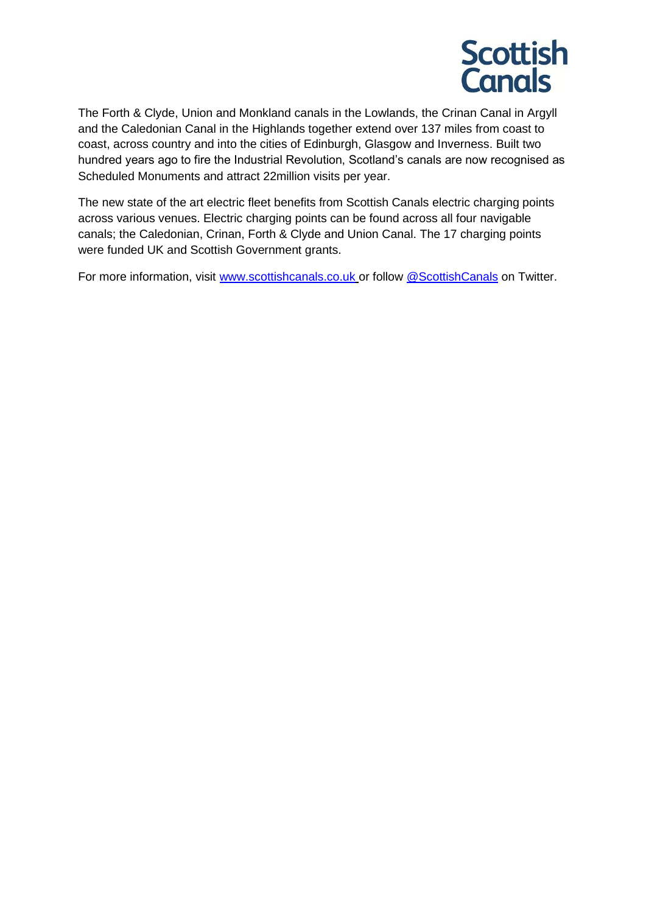The Forth & Clyde, Union and Monkland canals in the Lowlands, the Crinan Canal in Argyll and the Caledonian Canal in the Highlands together extend over 137 miles from coast to coast, across country and into the cities of Edinburgh, Glasgow and Inverness. Built two hundred years ago to fire the Industrial Revolution, Scotland's canals are now recognised as Scheduled Monuments and attract 22million visits per year.

The new state of the art electric fleet benefits from Scottish Canals electric charging points across various venues. Electric charging points can be found across all four navigable canals; the Caledonian, Crinan, Forth & Clyde and Union Canal. The 17 charging points were funded UK and Scottish Government grants.

For more information, visit [www.scottishcanals.co.uk](http://www.scottishcanals.co.uk) or follow [@ScottishCanals](https://twitter.com/ScottishCanals) on Twitter.